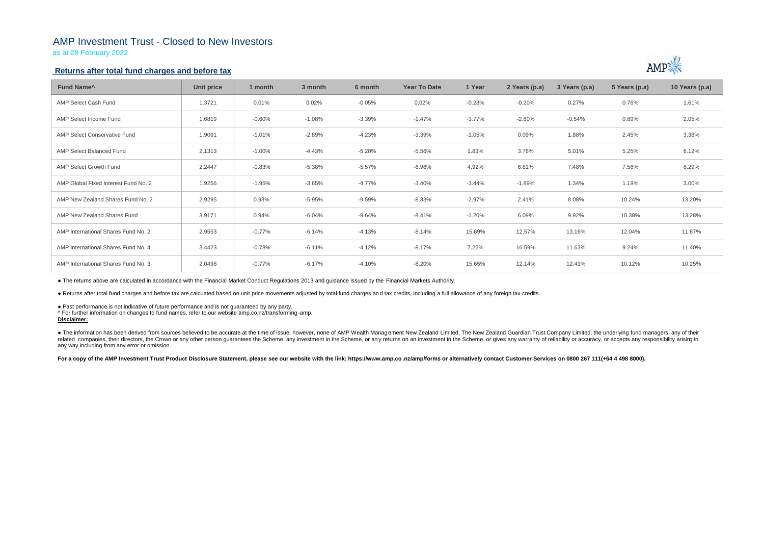# AMP Investment Trust - Closed to New Investors

as at 28 February 2022

## Returns after total fund charges and before tax

| Fund Name^ | Unit price | 1 month | 3 month | 6 month | Year To Date | 1 Year | 2 Years (p.a) | 3 Years (p.a) | 5 Years (p.a) | 10 Years (p.a) |
|---|---|---|---|---|---|---|---|---|---|---|
| AMP Select Cash Fund | 1.3721 | 0.01% | 0.02% | -0.05% | 0.02% | -0.28% | -0.20% | 0.27% | 0.76% | 1.61% |
| AMP Select Income Fund | 1.6819 | -0.60% | -1.08% | -3.39% | -1.47% | -3.77% | -2.80% | -0.54% | 0.89% | 2.05% |
| AMP Select Conservative Fund | 1.9091 | -1.01% | -2.89% | -4.23% | -3.39% | -1.05% | 0.09% | 1.88% | 2.45% | 3.38% |
| AMP Select Balanced Fund | 2.1313 | -1.00% | -4.43% | -5.20% | -5.56% | 1.83% | 3.76% | 5.01% | 5.25% | 6.12% |
| AMP Select Growth Fund | 2.2447 | -0.83% | -5.38% | -5.57% | -6.96% | 4.92% | 6.81% | 7.48% | 7.56% | 8.29% |
| AMP Global Fixed Interest Fund No. 2 | 1.9256 | -1.95% | -3.65% | -4.77% | -3.40% | -3.44% | -1.89% | 1.34% | 1.19% | 3.00% |
| AMP New Zealand Shares Fund No. 2 | 2.9295 | 0.93% | -5.95% | -9.59% | -8.33% | -2.97% | 2.41% | 8.08% | 10.24% | 13.20% |
| AMP New Zealand Shares Fund | 3.9171 | 0.94% | -6.04% | -9.64% | -8.41% | -1.20% | 6.09% | 9.92% | 10.38% | 13.28% |
| AMP International Shares Fund No. 2 | 2.9553 | -0.77% | -6.14% | -4.13% | -8.14% | 15.69% | 12.57% | 13.16% | 12.04% | 11.87% |
| AMP International Shares Fund No. 4 | 3.4423 | -0.78% | -6.11% | -4.12% | -8.17% | 7.22% | 16.59% | 11.63% | 9.24% | 11.40% |
| AMP International Shares Fund No. 3 | 2.0498 | -0.77% | -6.17% | -4.10% | -8.20% | 15.65% | 12.14% | 12.41% | 10.12% | 10.25% |

● The returns above are calculated in accordance with the Financial Market Conduct Regulations 2013 and guidance issued by the Financial Markets Authority.

● Returns after total fund charges and before tax are calcuated based on unit price movements adjusted by total fund charges and tax credits, including a full allowance of any foreign tax credits.

● Past performance is not indicative of future performance and is not guaranteed by any party.
^ For further information on changes to fund names, refer to our website amp.co.nz/transforming-amp.

**Disclaimer:**

● The information has been derived from sources believed to be accurate at the time of issue, however, none of AMP Wealth Management New Zealand Limited, The New Zealand Guardian Trust Company Limited, the underlying fund managers, any of their related companies, their directors, the Crown or any other person guarantees the Scheme, any investment in the Scheme, or any returns on an investment in the Scheme, or gives any warranty of reliability or accuracy, or accepts any responsibility arising in any way including from any error or omission.

**For a copy of the AMP Investment Trust Product Disclosure Statement, please see our website with the link: https://www.amp.co.nz/amp/forms or alternatively contact Customer Services on 0800 267 111(+64 4 498 8000).**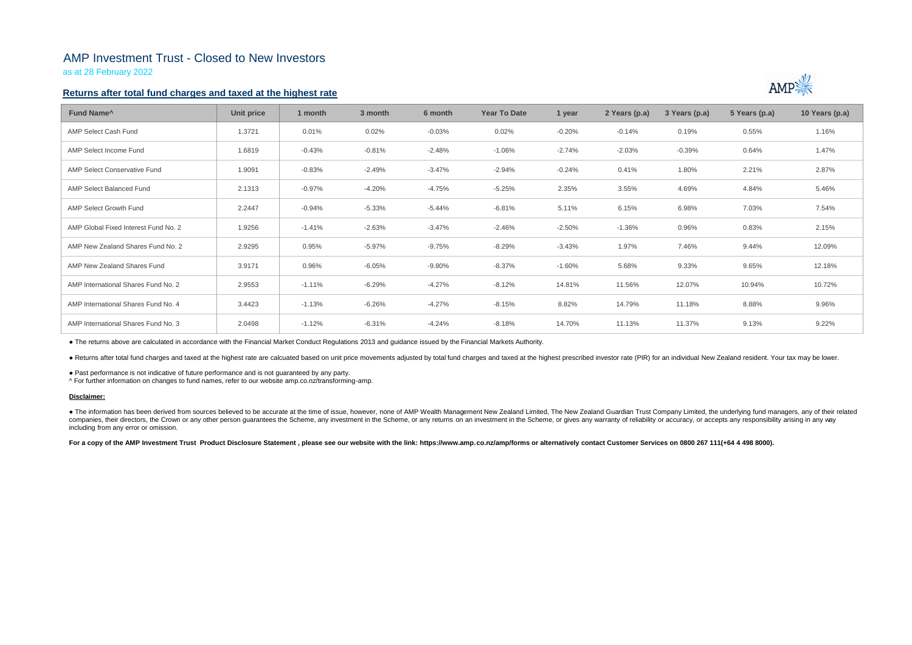# AMP Investment Trust - Closed to New Investors

as at 28 February 2022

## Returns after total fund charges and taxed at the highest rate

| Fund Name^ | Unit price | 1 month | 3 month | 6 month | Year To Date | 1 year | 2 Years (p.a) | 3 Years (p.a) | 5 Years (p.a) | 10 Years (p.a) |
|---|---|---|---|---|---|---|---|---|---|---|
| AMP Select Cash Fund | 1.3721 | 0.01% | 0.02% | -0.03% | 0.02% | -0.20% | -0.14% | 0.19% | 0.55% | 1.16% |
| AMP Select Income Fund | 1.6819 | -0.43% | -0.81% | -2.48% | -1.06% | -2.74% | -2.03% | -0.39% | 0.64% | 1.47% |
| AMP Select Conservative Fund | 1.9091 | -0.83% | -2.49% | -3.47% | -2.94% | -0.24% | 0.41% | 1.80% | 2.21% | 2.87% |
| AMP Select Balanced Fund | 2.1313 | -0.97% | -4.20% | -4.75% | -5.25% | 2.35% | 3.55% | 4.69% | 4.84% | 5.46% |
| AMP Select Growth Fund | 2.2447 | -0.94% | -5.33% | -5.44% | -6.81% | 5.11% | 6.15% | 6.98% | 7.03% | 7.54% |
| AMP Global Fixed Interest Fund No. 2 | 1.9256 | -1.41% | -2.63% | -3.47% | -2.46% | -2.50% | -1.36% | 0.96% | 0.83% | 2.15% |
| AMP New Zealand Shares Fund No. 2 | 2.9295 | 0.95% | -5.97% | -9.75% | -8.29% | -3.43% | 1.97% | 7.46% | 9.44% | 12.09% |
| AMP New Zealand Shares Fund | 3.9171 | 0.96% | -6.05% | -9.80% | -8.37% | -1.60% | 5.68% | 9.33% | 9.65% | 12.18% |
| AMP International Shares Fund No. 2 | 2.9553 | -1.11% | -6.29% | -4.27% | -8.12% | 14.81% | 11.56% | 12.07% | 10.94% | 10.72% |
| AMP International Shares Fund No. 4 | 3.4423 | -1.13% | -6.26% | -4.27% | -8.15% | 8.82% | 14.79% | 11.18% | 8.88% | 9.96% |
| AMP International Shares Fund No. 3 | 2.0498 | -1.12% | -6.31% | -4.24% | -8.18% | 14.70% | 11.13% | 11.37% | 9.13% | 9.22% |

● The returns above are calculated in accordance with the Financial Market Conduct Regulations 2013 and guidance issued by the Financial Markets Authority.

● Returns after total fund charges and taxed at the highest rate are calcuated based on unit price movements adjusted by total fund charges and taxed at the highest prescribed investor rate (PIR) for an individual New Zealand resident. Your tax may be lower.

● Past performance is not indicative of future performance and is not guaranteed by any party.

^ For further information on changes to fund names, refer to our website amp.co.nz/transforming-amp.

**Disclaimer:**

● The information has been derived from sources believed to be accurate at the time of issue, however, none of AMP Wealth Management New Zealand Limited, The New Zealand Guardian Trust Company Limited, the underlying fund managers, any of their related companies, their directors, the Crown or any other person guarantees the Scheme, any investment in the Scheme, or any returns on an investment in the Scheme, or gives any warranty of reliability or accuracy, or accepts any responsibility arising in any way including from any error or omission.

**For a copy of the AMP Investment Trust Product Disclosure Statement , please see our website with the link: https://www.amp.co.nz/amp/forms or alternatively contact Customer Services on 0800 267 111(+64 4 498 8000).**